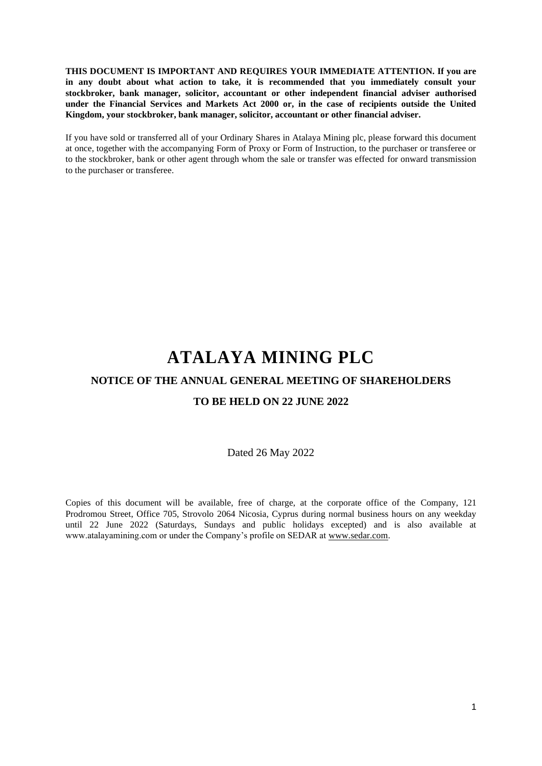**THIS DOCUMENT IS IMPORTANT AND REQUIRES YOUR IMMEDIATE ATTENTION. If you are in any doubt about what action to take, it is recommended that you immediately consult your stockbroker, bank manager, solicitor, accountant or other independent financial adviser authorised under the Financial Services and Markets Act 2000 or, in the case of recipients outside the United Kingdom, your stockbroker, bank manager, solicitor, accountant or other financial adviser.**

If you have sold or transferred all of your Ordinary Shares in Atalaya Mining plc, please forward this document at once, together with the accompanying Form of Proxy or Form of Instruction, to the purchaser or transferee or to the stockbroker, bank or other agent through whom the sale or transfer was effected for onward transmission to the purchaser or transferee.

# ATALAYA MINING PLC

## NOTICE OF THE ANNUAL GENERAL MEETING OF SHAREHOLDERS

## TO BE HELD ON 22 JUNE 2022

Dated 26 May 2022

Copies of this document will be available, free of charge, at the corporate office of the Company, 121 Prodromou Street, Office 705, Strovolo 2064 Nicosia, Cyprus during normal business hours on any weekday until 22 June 2022 (Saturdays, Sundays and public holidays excepted) and is also available at www.atalayamining.com or under the Company's profile on SEDAR at www.sedar.com.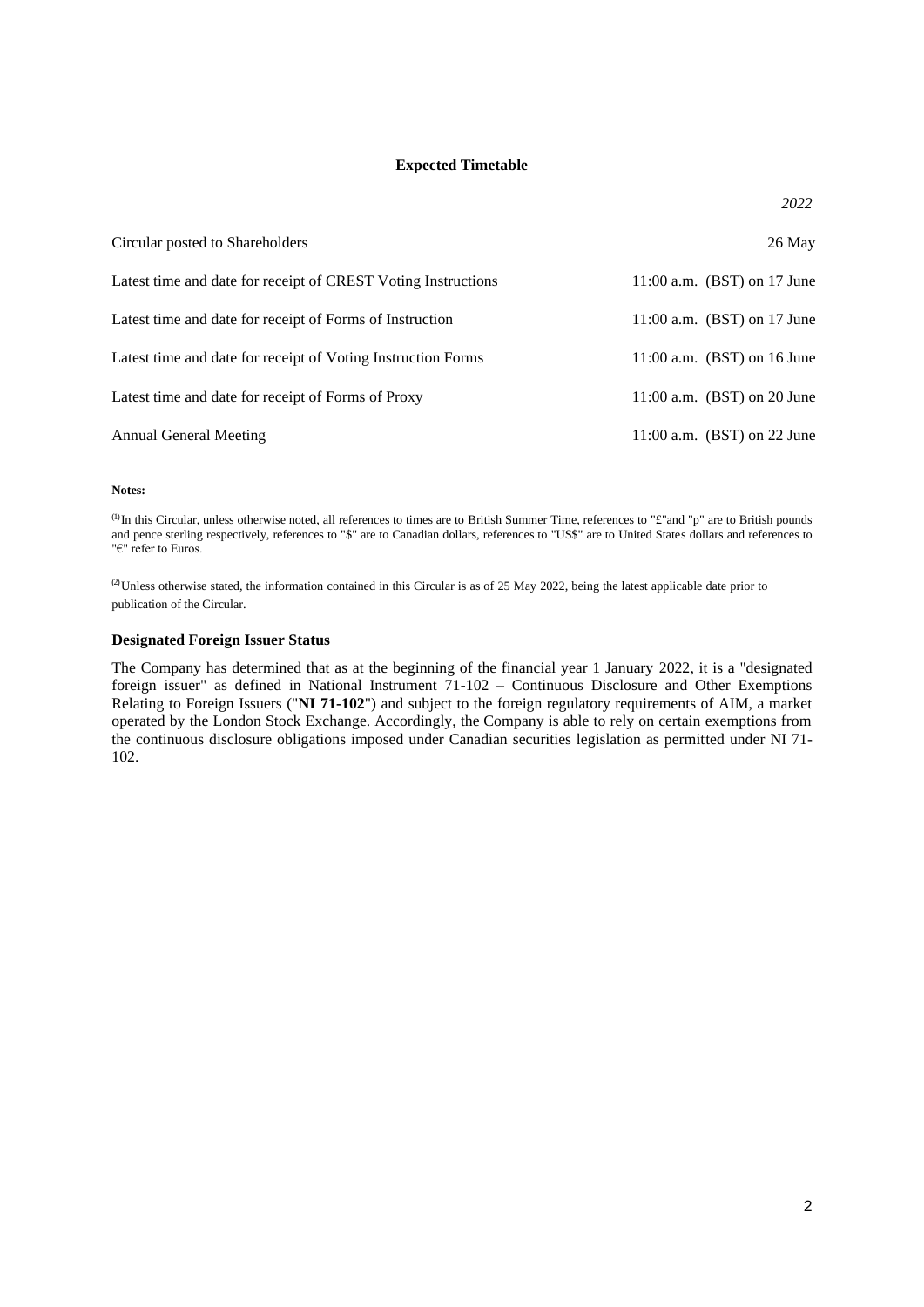**Expected Timetable**

| | *2022* |
|---|---|
| Circular posted to Shareholders | 26 May |
| Latest time and date for receipt of CREST Voting Instructions | 11:00 a.m. (BST) on 17 June |
| Latest time and date for receipt of Forms of Instruction | 11:00 a.m. (BST) on 17 June |
| Latest time and date for receipt of Voting Instruction Forms | 11:00 a.m. (BST) on 16 June |
| Latest time and date for receipt of Forms of Proxy | 11:00 a.m. (BST) on 20 June |
| Annual General Meeting | 11:00 a.m. (BST) on 22 June |

**Notes:**

(1) In this Circular, unless otherwise noted, all references to times are to British Summer Time, references to "£"and "p" are to British pounds and pence sterling respectively, references to "$" are to Canadian dollars, references to "US$" are to United States dollars and references to "€" refer to Euros.

(2) Unless otherwise stated, the information contained in this Circular is as of 25 May 2022, being the latest applicable date prior to publication of the Circular.

**Designated Foreign Issuer Status**

The Company has determined that as at the beginning of the financial year 1 January 2022, it is a "designated foreign issuer" as defined in National Instrument 71-102 – Continuous Disclosure and Other Exemptions Relating to Foreign Issuers ("**NI 71-102**") and subject to the foreign regulatory requirements of AIM, a market operated by the London Stock Exchange. Accordingly, the Company is able to rely on certain exemptions from the continuous disclosure obligations imposed under Canadian securities legislation as permitted under NI 71-102.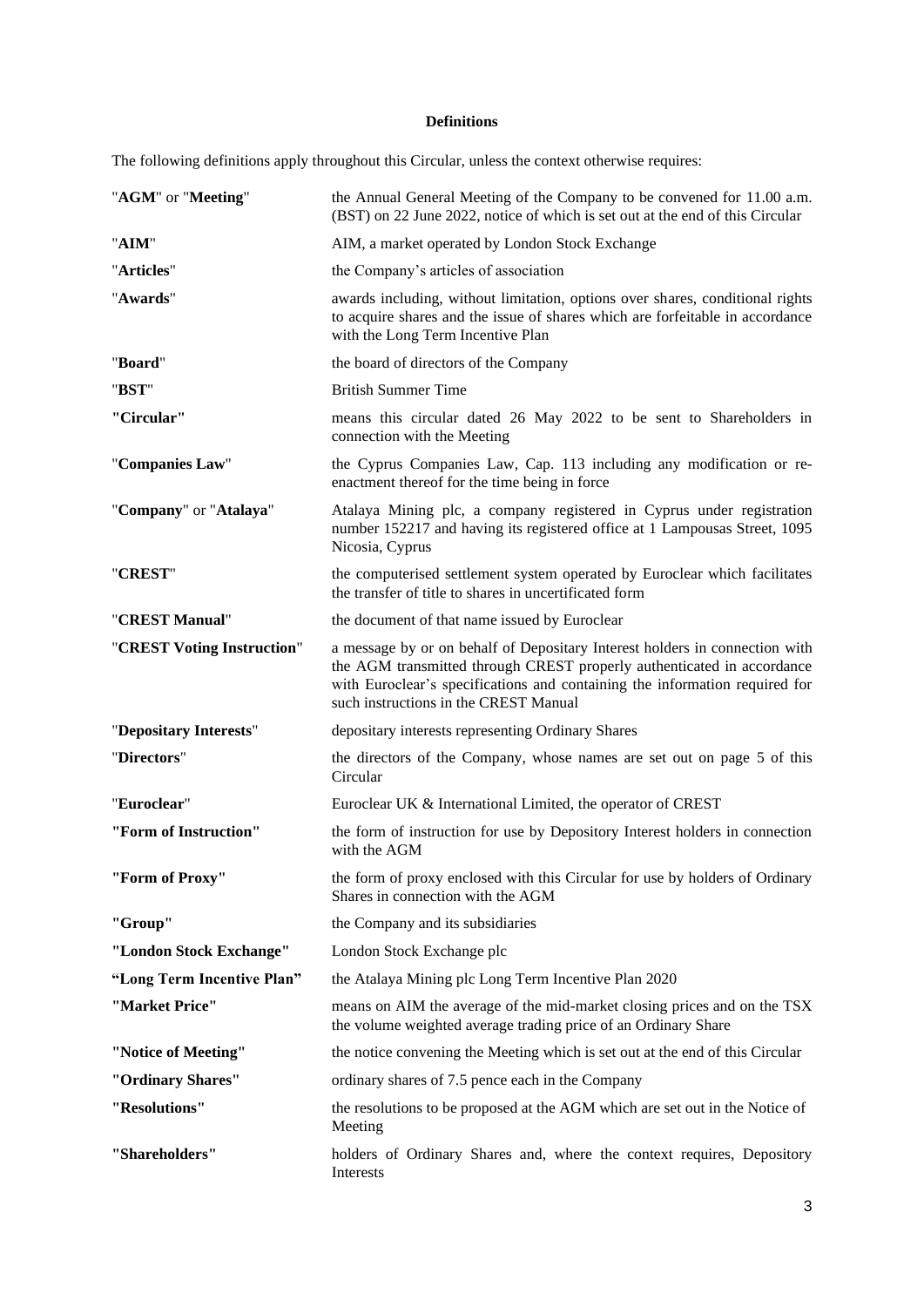**Definitions**

The following definitions apply throughout this Circular, unless the context otherwise requires:

| | |
|---|---|
| "**AGM**" or "**Meeting**" | the Annual General Meeting of the Company to be convened for 11.00 a.m. (BST) on 22 June 2022, notice of which is set out at the end of this Circular |
| "**AIM**" | AIM, a market operated by London Stock Exchange |
| "**Articles**" | the Company's articles of association |
| "**Awards**" | awards including, without limitation, options over shares, conditional rights to acquire shares and the issue of shares which are forfeitable in accordance with the Long Term Incentive Plan |
| "**Board**" | the board of directors of the Company |
| "**BST**" | British Summer Time |
| **"Circular"** | means this circular dated 26 May 2022 to be sent to Shareholders in connection with the Meeting |
| "**Companies Law**" | the Cyprus Companies Law, Cap. 113 including any modification or re-enactment thereof for the time being in force |
| "**Company**" or "**Atalaya**" | Atalaya Mining plc, a company registered in Cyprus under registration number 152217 and having its registered office at 1 Lampousas Street, 1095 Nicosia, Cyprus |
| "**CREST**" | the computerised settlement system operated by Euroclear which facilitates the transfer of title to shares in uncertificated form |
| "**CREST Manual**" | the document of that name issued by Euroclear |
| "**CREST Voting Instruction**" | a message by or on behalf of Depositary Interest holders in connection with the AGM transmitted through CREST properly authenticated in accordance with Euroclear's specifications and containing the information required for such instructions in the CREST Manual |
| "**Depositary Interests**" | depositary interests representing Ordinary Shares |
| "**Directors**" | the directors of the Company, whose names are set out on page 5 of this Circular |
| "**Euroclear**" | Euroclear UK & International Limited, the operator of CREST |
| **"Form of Instruction"** | the form of instruction for use by Depository Interest holders in connection with the AGM |
| **"Form of Proxy"** | the form of proxy enclosed with this Circular for use by holders of Ordinary Shares in connection with the AGM |
| **"Group"** | the Company and its subsidiaries |
| **"London Stock Exchange"** | London Stock Exchange plc |
| **"Long Term Incentive Plan"** | the Atalaya Mining plc Long Term Incentive Plan 2020 |
| **"Market Price"** | means on AIM the average of the mid-market closing prices and on the TSX the volume weighted average trading price of an Ordinary Share |
| **"Notice of Meeting"** | the notice convening the Meeting which is set out at the end of this Circular |
| **"Ordinary Shares"** | ordinary shares of 7.5 pence each in the Company |
| **"Resolutions"** | the resolutions to be proposed at the AGM which are set out in the Notice of Meeting |
| **"Shareholders"** | holders of Ordinary Shares and, where the context requires, Depository Interests |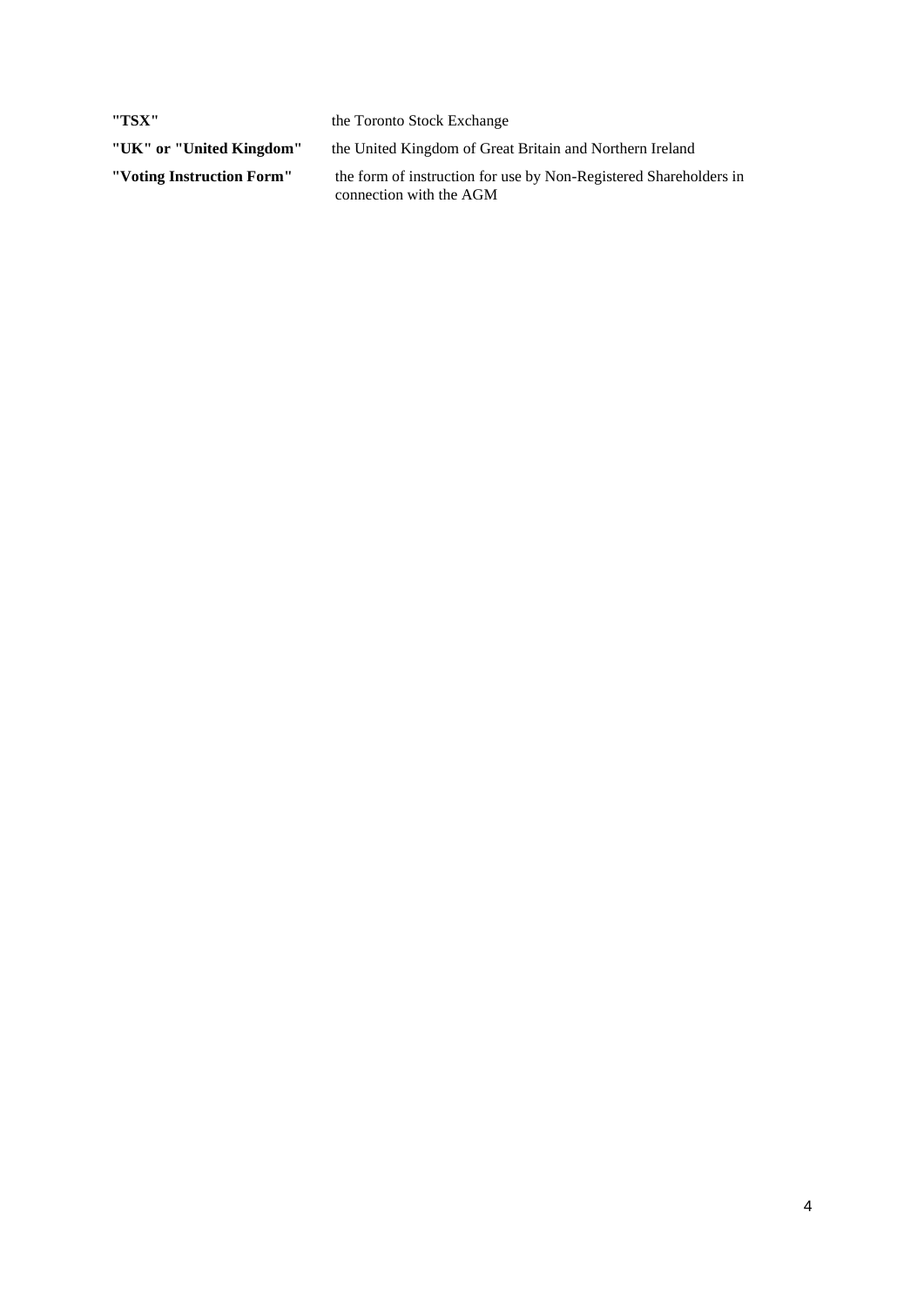| | |
|---|---|
| **"TSX"** | the Toronto Stock Exchange |
| **"UK" or "United Kingdom"** | the United Kingdom of Great Britain and Northern Ireland |
| **"Voting Instruction Form"** | the form of instruction for use by Non-Registered Shareholders in connection with the AGM |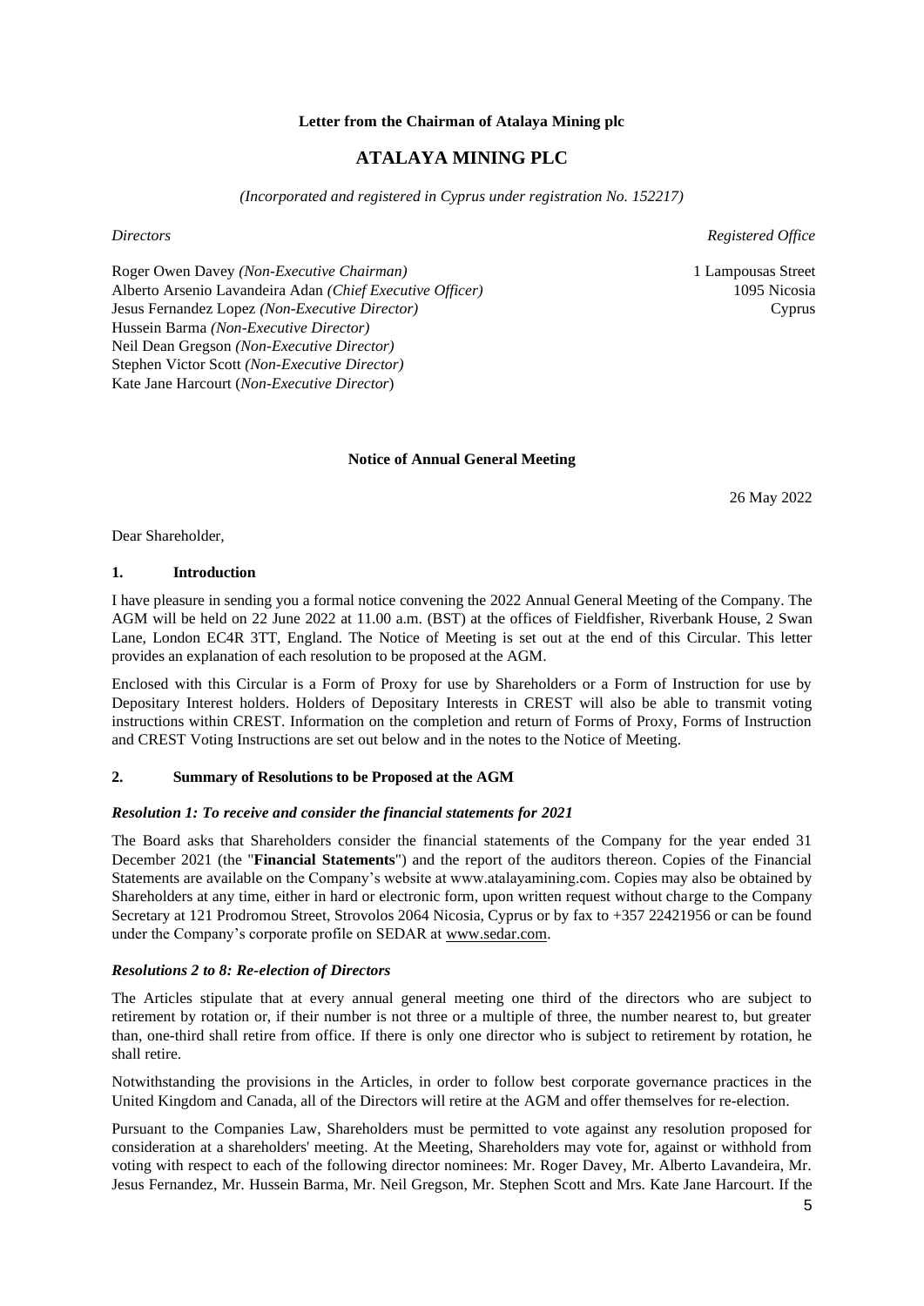**Letter from the Chairman of Atalaya Mining plc**

# ATALAYA MINING PLC

*(Incorporated and registered in Cyprus under registration No. 152217)*

*Directors*

Roger Owen Davey *(Non-Executive Chairman)*
Alberto Arsenio Lavandeira Adan *(Chief Executive Officer)*
Jesus Fernandez Lopez *(Non-Executive Director)*
Hussein Barma *(Non-Executive Director)*
Neil Dean Gregson *(Non-Executive Director)*
Stephen Victor Scott *(Non-Executive Director)*
Kate Jane Harcourt (*Non-Executive Director*)

*Registered Office*

1 Lampousas Street
1095 Nicosia
Cyprus

**Notice of Annual General Meeting**

26 May 2022

Dear Shareholder,

## 1. Introduction

I have pleasure in sending you a formal notice convening the 2022 Annual General Meeting of the Company. The AGM will be held on 22 June 2022 at 11.00 a.m. (BST) at the offices of Fieldfisher, Riverbank House, 2 Swan Lane, London EC4R 3TT, England. The Notice of Meeting is set out at the end of this Circular. This letter provides an explanation of each resolution to be proposed at the AGM.

Enclosed with this Circular is a Form of Proxy for use by Shareholders or a Form of Instruction for use by Depositary Interest holders. Holders of Depositary Interests in CREST will also be able to transmit voting instructions within CREST. Information on the completion and return of Forms of Proxy, Forms of Instruction and CREST Voting Instructions are set out below and in the notes to the Notice of Meeting.

## 2. Summary of Resolutions to be Proposed at the AGM

### *Resolution 1: To receive and consider the financial statements for 2021*

The Board asks that Shareholders consider the financial statements of the Company for the year ended 31 December 2021 (the "**Financial Statements**") and the report of the auditors thereon. Copies of the Financial Statements are available on the Company's website at www.atalayamining.com. Copies may also be obtained by Shareholders at any time, either in hard or electronic form, upon written request without charge to the Company Secretary at 121 Prodromou Street, Strovolos 2064 Nicosia, Cyprus or by fax to +357 22421956 or can be found under the Company's corporate profile on SEDAR at www.sedar.com.

### *Resolutions 2 to 8: Re-election of Directors*

The Articles stipulate that at every annual general meeting one third of the directors who are subject to retirement by rotation or, if their number is not three or a multiple of three, the number nearest to, but greater than, one-third shall retire from office. If there is only one director who is subject to retirement by rotation, he shall retire.

Notwithstanding the provisions in the Articles, in order to follow best corporate governance practices in the United Kingdom and Canada, all of the Directors will retire at the AGM and offer themselves for re-election.

Pursuant to the Companies Law, Shareholders must be permitted to vote against any resolution proposed for consideration at a shareholders' meeting. At the Meeting, Shareholders may vote for, against or withhold from voting with respect to each of the following director nominees: Mr. Roger Davey, Mr. Alberto Lavandeira, Mr. Jesus Fernandez, Mr. Hussein Barma, Mr. Neil Gregson, Mr. Stephen Scott and Mrs. Kate Jane Harcourt. If the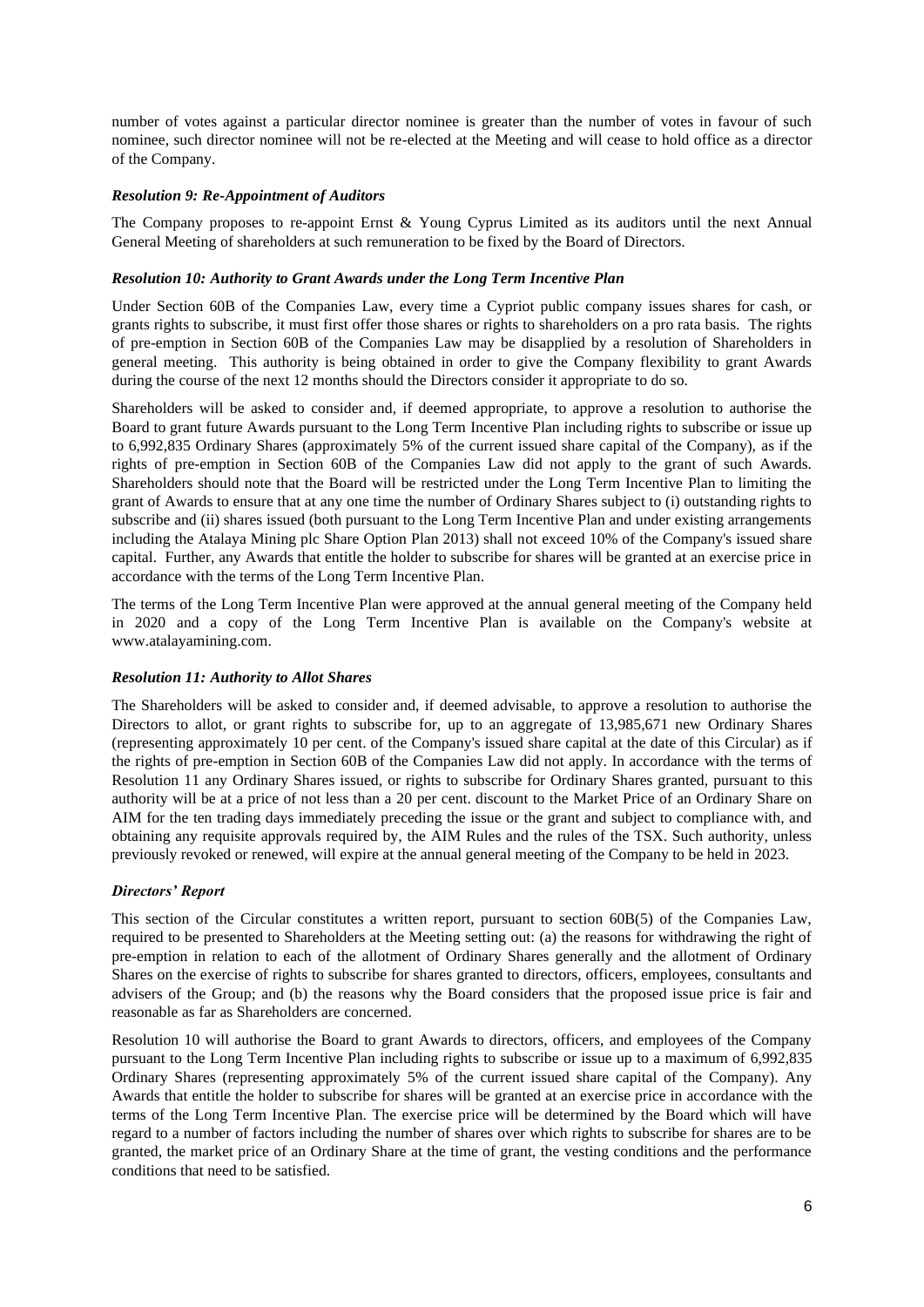number of votes against a particular director nominee is greater than the number of votes in favour of such nominee, such director nominee will not be re-elected at the Meeting and will cease to hold office as a director of the Company.

### *Resolution 9: Re-Appointment of Auditors*

The Company proposes to re-appoint Ernst & Young Cyprus Limited as its auditors until the next Annual General Meeting of shareholders at such remuneration to be fixed by the Board of Directors.

### *Resolution 10: Authority to Grant Awards under the Long Term Incentive Plan*

Under Section 60B of the Companies Law, every time a Cypriot public company issues shares for cash, or grants rights to subscribe, it must first offer those shares or rights to shareholders on a pro rata basis. The rights of pre-emption in Section 60B of the Companies Law may be disapplied by a resolution of Shareholders in general meeting. This authority is being obtained in order to give the Company flexibility to grant Awards during the course of the next 12 months should the Directors consider it appropriate to do so.

Shareholders will be asked to consider and, if deemed appropriate, to approve a resolution to authorise the Board to grant future Awards pursuant to the Long Term Incentive Plan including rights to subscribe or issue up to 6,992,835 Ordinary Shares (approximately 5% of the current issued share capital of the Company), as if the rights of pre-emption in Section 60B of the Companies Law did not apply to the grant of such Awards. Shareholders should note that the Board will be restricted under the Long Term Incentive Plan to limiting the grant of Awards to ensure that at any one time the number of Ordinary Shares subject to (i) outstanding rights to subscribe and (ii) shares issued (both pursuant to the Long Term Incentive Plan and under existing arrangements including the Atalaya Mining plc Share Option Plan 2013) shall not exceed 10% of the Company's issued share capital. Further, any Awards that entitle the holder to subscribe for shares will be granted at an exercise price in accordance with the terms of the Long Term Incentive Plan.

The terms of the Long Term Incentive Plan were approved at the annual general meeting of the Company held in 2020 and a copy of the Long Term Incentive Plan is available on the Company's website at www.atalayamining.com.

### *Resolution 11: Authority to Allot Shares*

The Shareholders will be asked to consider and, if deemed advisable, to approve a resolution to authorise the Directors to allot, or grant rights to subscribe for, up to an aggregate of 13,985,671 new Ordinary Shares (representing approximately 10 per cent. of the Company's issued share capital at the date of this Circular) as if the rights of pre-emption in Section 60B of the Companies Law did not apply. In accordance with the terms of Resolution 11 any Ordinary Shares issued, or rights to subscribe for Ordinary Shares granted, pursuant to this authority will be at a price of not less than a 20 per cent. discount to the Market Price of an Ordinary Share on AIM for the ten trading days immediately preceding the issue or the grant and subject to compliance with, and obtaining any requisite approvals required by, the AIM Rules and the rules of the TSX. Such authority, unless previously revoked or renewed, will expire at the annual general meeting of the Company to be held in 2023.

### *Directors' Report*

This section of the Circular constitutes a written report, pursuant to section 60B(5) of the Companies Law, required to be presented to Shareholders at the Meeting setting out: (a) the reasons for withdrawing the right of pre-emption in relation to each of the allotment of Ordinary Shares generally and the allotment of Ordinary Shares on the exercise of rights to subscribe for shares granted to directors, officers, employees, consultants and advisers of the Group; and (b) the reasons why the Board considers that the proposed issue price is fair and reasonable as far as Shareholders are concerned.

Resolution 10 will authorise the Board to grant Awards to directors, officers, and employees of the Company pursuant to the Long Term Incentive Plan including rights to subscribe or issue up to a maximum of 6,992,835 Ordinary Shares (representing approximately 5% of the current issued share capital of the Company). Any Awards that entitle the holder to subscribe for shares will be granted at an exercise price in accordance with the terms of the Long Term Incentive Plan. The exercise price will be determined by the Board which will have regard to a number of factors including the number of shares over which rights to subscribe for shares are to be granted, the market price of an Ordinary Share at the time of grant, the vesting conditions and the performance conditions that need to be satisfied.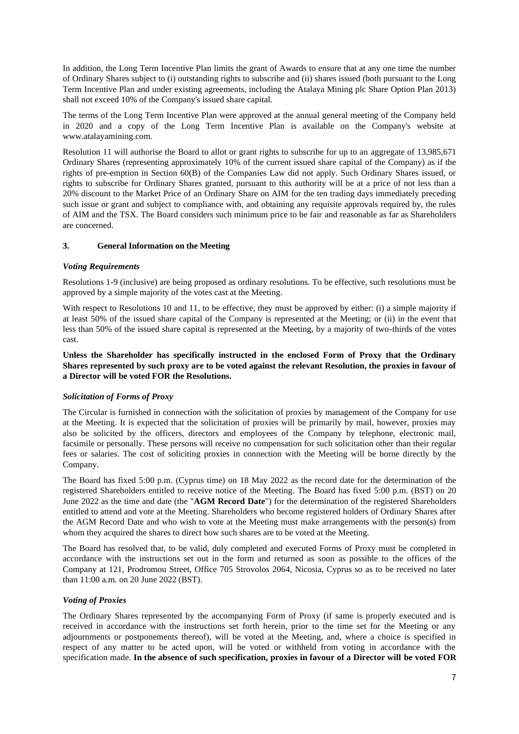In addition, the Long Term Incentive Plan limits the grant of Awards to ensure that at any one time the number of Ordinary Shares subject to (i) outstanding rights to subscribe and (ii) shares issued (both pursuant to the Long Term Incentive Plan and under existing agreements, including the Atalaya Mining plc Share Option Plan 2013) shall not exceed 10% of the Company's issued share capital.

The terms of the Long Term Incentive Plan were approved at the annual general meeting of the Company held in 2020 and a copy of the Long Term Incentive Plan is available on the Company's website at www.atalayamining.com.

Resolution 11 will authorise the Board to allot or grant rights to subscribe for up to an aggregate of 13,985,671 Ordinary Shares (representing approximately 10% of the current issued share capital of the Company) as if the rights of pre-emption in Section 60(B) of the Companies Law did not apply. Such Ordinary Shares issued, or rights to subscribe for Ordinary Shares granted, pursuant to this authority will be at a price of not less than a 20% discount to the Market Price of an Ordinary Share on AIM for the ten trading days immediately preceding such issue or grant and subject to compliance with, and obtaining any requisite approvals required by, the rules of AIM and the TSX. The Board considers such minimum price to be fair and reasonable as far as Shareholders are concerned.

## 3. General Information on the Meeting

***Voting Requirements***

Resolutions 1-9 (inclusive) are being proposed as ordinary resolutions. To be effective, such resolutions must be approved by a simple majority of the votes cast at the Meeting.

With respect to Resolutions 10 and 11, to be effective, they must be approved by either: (i) a simple majority if at least 50% of the issued share capital of the Company is represented at the Meeting; or (ii) in the event that less than 50% of the issued share capital is represented at the Meeting, by a majority of two-thirds of the votes cast.

**Unless the Shareholder has specifically instructed in the enclosed Form of Proxy that the Ordinary Shares represented by such proxy are to be voted against the relevant Resolution, the proxies in favour of a Director will be voted FOR the Resolutions.**

***Solicitation of Forms of Proxy***

The Circular is furnished in connection with the solicitation of proxies by management of the Company for use at the Meeting. It is expected that the solicitation of proxies will be primarily by mail, however, proxies may also be solicited by the officers, directors and employees of the Company by telephone, electronic mail, facsimile or personally. These persons will receive no compensation for such solicitation other than their regular fees or salaries. The cost of soliciting proxies in connection with the Meeting will be borne directly by the Company.

The Board has fixed 5:00 p.m. (Cyprus time) on 18 May 2022 as the record date for the determination of the registered Shareholders entitled to receive notice of the Meeting. The Board has fixed 5:00 p.m. (BST) on 20 June 2022 as the time and date (the "**AGM Record Date**") for the determination of the registered Shareholders entitled to attend and vote at the Meeting. Shareholders who become registered holders of Ordinary Shares after the AGM Record Date and who wish to vote at the Meeting must make arrangements with the person(s) from whom they acquired the shares to direct how such shares are to be voted at the Meeting.

The Board has resolved that, to be valid, duly completed and executed Forms of Proxy must be completed in accordance with the instructions set out in the form and returned as soon as possible to the offices of the Company at 121, Prodromou Street, Office 705 Strovolos 2064, Nicosia, Cyprus so as to be received no later than 11:00 a.m. on 20 June 2022 (BST).

***Voting of Proxies***

The Ordinary Shares represented by the accompanying Form of Proxy (if same is properly executed and is received in accordance with the instructions set forth herein, prior to the time set for the Meeting or any adjournments or postponements thereof), will be voted at the Meeting, and, where a choice is specified in respect of any matter to be acted upon, will be voted or withheld from voting in accordance with the specification made. **In the absence of such specification, proxies in favour of a Director will be voted FOR**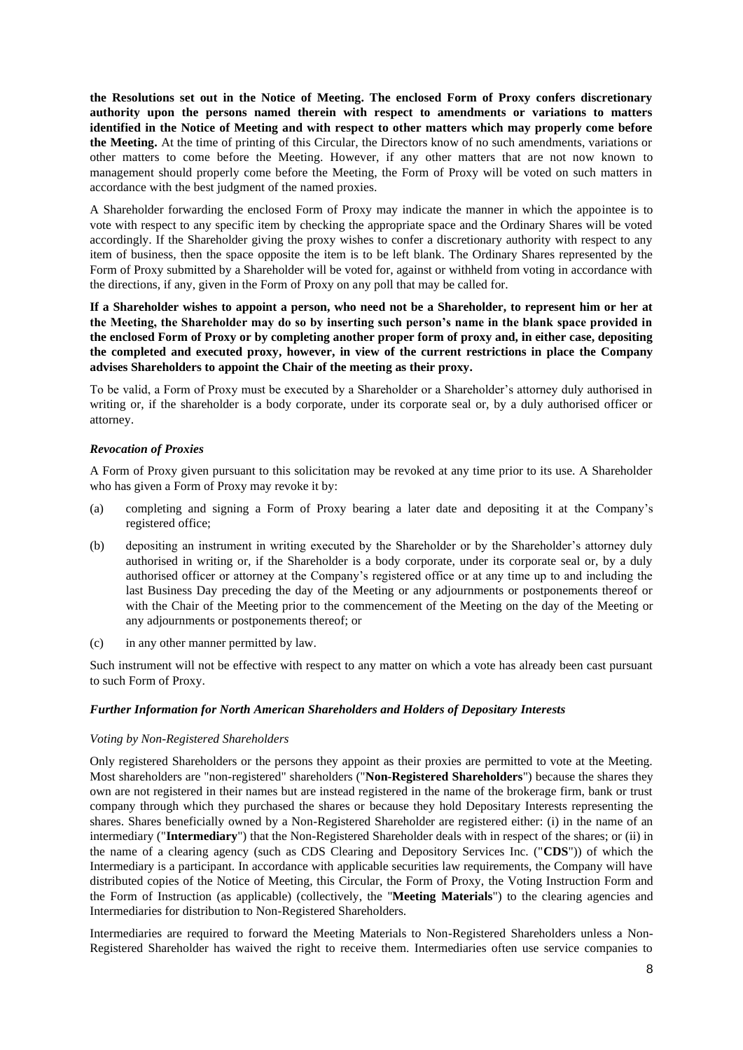**the Resolutions set out in the Notice of Meeting. The enclosed Form of Proxy confers discretionary authority upon the persons named therein with respect to amendments or variations to matters identified in the Notice of Meeting and with respect to other matters which may properly come before the Meeting.** At the time of printing of this Circular, the Directors know of no such amendments, variations or other matters to come before the Meeting. However, if any other matters that are not now known to management should properly come before the Meeting, the Form of Proxy will be voted on such matters in accordance with the best judgment of the named proxies.

A Shareholder forwarding the enclosed Form of Proxy may indicate the manner in which the appointee is to vote with respect to any specific item by checking the appropriate space and the Ordinary Shares will be voted accordingly. If the Shareholder giving the proxy wishes to confer a discretionary authority with respect to any item of business, then the space opposite the item is to be left blank. The Ordinary Shares represented by the Form of Proxy submitted by a Shareholder will be voted for, against or withheld from voting in accordance with the directions, if any, given in the Form of Proxy on any poll that may be called for.

**If a Shareholder wishes to appoint a person, who need not be a Shareholder, to represent him or her at the Meeting, the Shareholder may do so by inserting such person's name in the blank space provided in the enclosed Form of Proxy or by completing another proper form of proxy and, in either case, depositing the completed and executed proxy, however, in view of the current restrictions in place the Company advises Shareholders to appoint the Chair of the meeting as their proxy.**

To be valid, a Form of Proxy must be executed by a Shareholder or a Shareholder's attorney duly authorised in writing or, if the shareholder is a body corporate, under its corporate seal or, by a duly authorised officer or attorney.

***Revocation of Proxies***

A Form of Proxy given pursuant to this solicitation may be revoked at any time prior to its use. A Shareholder who has given a Form of Proxy may revoke it by:

(a) completing and signing a Form of Proxy bearing a later date and depositing it at the Company's registered office;

(b) depositing an instrument in writing executed by the Shareholder or by the Shareholder's attorney duly authorised in writing or, if the Shareholder is a body corporate, under its corporate seal or, by a duly authorised officer or attorney at the Company's registered office or at any time up to and including the last Business Day preceding the day of the Meeting or any adjournments or postponements thereof or with the Chair of the Meeting prior to the commencement of the Meeting on the day of the Meeting or any adjournments or postponements thereof; or

(c) in any other manner permitted by law.

Such instrument will not be effective with respect to any matter on which a vote has already been cast pursuant to such Form of Proxy.

***Further Information for North American Shareholders and Holders of Depositary Interests***

*Voting by Non-Registered Shareholders*

Only registered Shareholders or the persons they appoint as their proxies are permitted to vote at the Meeting. Most shareholders are "non-registered" shareholders ("**Non-Registered Shareholders**") because the shares they own are not registered in their names but are instead registered in the name of the brokerage firm, bank or trust company through which they purchased the shares or because they hold Depositary Interests representing the shares. Shares beneficially owned by a Non-Registered Shareholder are registered either: (i) in the name of an intermediary ("**Intermediary**") that the Non-Registered Shareholder deals with in respect of the shares; or (ii) in the name of a clearing agency (such as CDS Clearing and Depository Services Inc. ("**CDS**")) of which the Intermediary is a participant. In accordance with applicable securities law requirements, the Company will have distributed copies of the Notice of Meeting, this Circular, the Form of Proxy, the Voting Instruction Form and the Form of Instruction (as applicable) (collectively, the "**Meeting Materials**") to the clearing agencies and Intermediaries for distribution to Non-Registered Shareholders.

Intermediaries are required to forward the Meeting Materials to Non-Registered Shareholders unless a Non-Registered Shareholder has waived the right to receive them. Intermediaries often use service companies to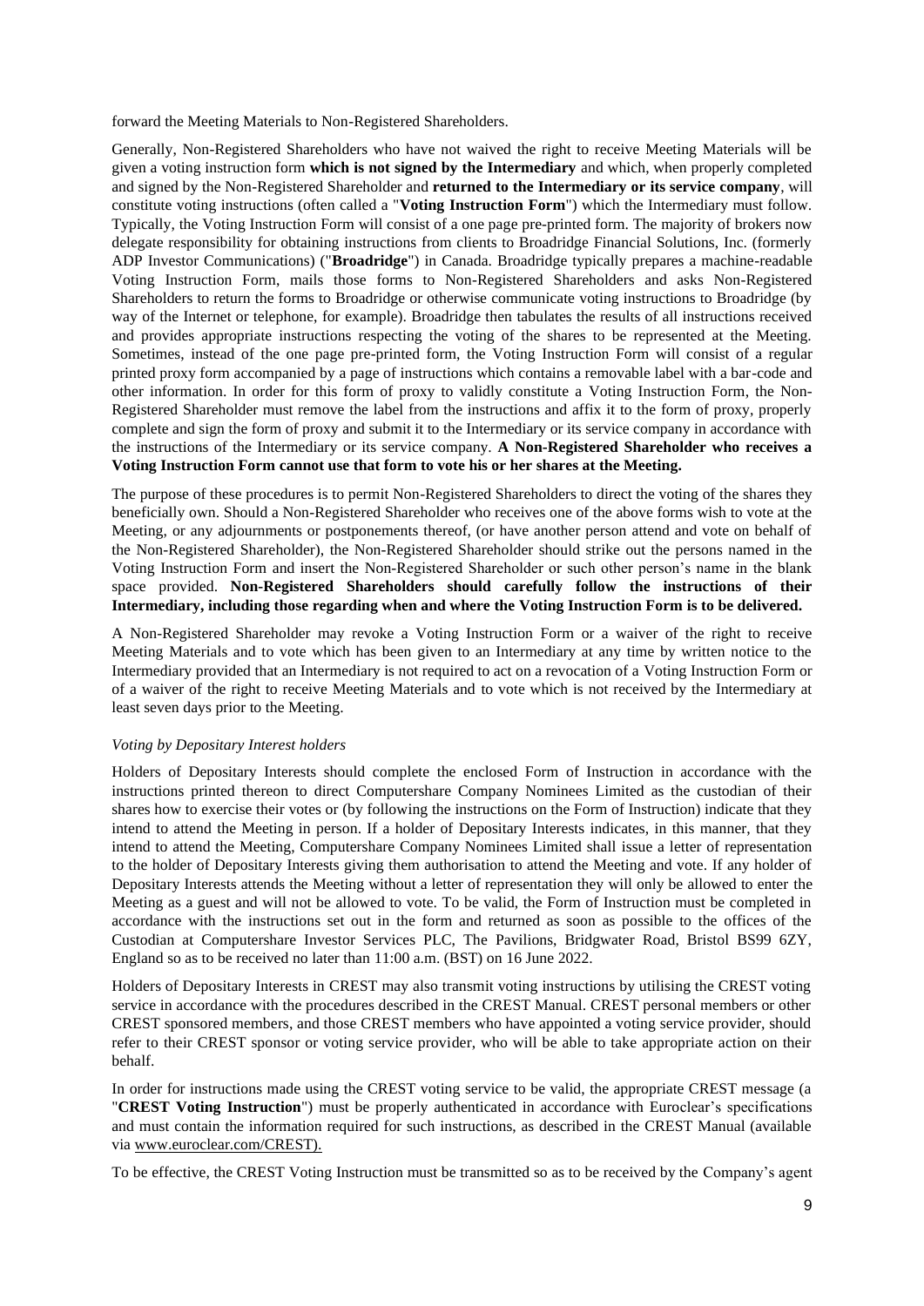forward the Meeting Materials to Non-Registered Shareholders.

Generally, Non-Registered Shareholders who have not waived the right to receive Meeting Materials will be given a voting instruction form **which is not signed by the Intermediary** and which, when properly completed and signed by the Non-Registered Shareholder and **returned to the Intermediary or its service company**, will constitute voting instructions (often called a "**Voting Instruction Form**") which the Intermediary must follow. Typically, the Voting Instruction Form will consist of a one page pre-printed form. The majority of brokers now delegate responsibility for obtaining instructions from clients to Broadridge Financial Solutions, Inc. (formerly ADP Investor Communications) ("**Broadridge**") in Canada. Broadridge typically prepares a machine-readable Voting Instruction Form, mails those forms to Non-Registered Shareholders and asks Non-Registered Shareholders to return the forms to Broadridge or otherwise communicate voting instructions to Broadridge (by way of the Internet or telephone, for example). Broadridge then tabulates the results of all instructions received and provides appropriate instructions respecting the voting of the shares to be represented at the Meeting. Sometimes, instead of the one page pre-printed form, the Voting Instruction Form will consist of a regular printed proxy form accompanied by a page of instructions which contains a removable label with a bar-code and other information. In order for this form of proxy to validly constitute a Voting Instruction Form, the Non-Registered Shareholder must remove the label from the instructions and affix it to the form of proxy, properly complete and sign the form of proxy and submit it to the Intermediary or its service company in accordance with the instructions of the Intermediary or its service company. **A Non-Registered Shareholder who receives a Voting Instruction Form cannot use that form to vote his or her shares at the Meeting.**

The purpose of these procedures is to permit Non-Registered Shareholders to direct the voting of the shares they beneficially own. Should a Non-Registered Shareholder who receives one of the above forms wish to vote at the Meeting, or any adjournments or postponements thereof, (or have another person attend and vote on behalf of the Non-Registered Shareholder), the Non-Registered Shareholder should strike out the persons named in the Voting Instruction Form and insert the Non-Registered Shareholder or such other person's name in the blank space provided. **Non-Registered Shareholders should carefully follow the instructions of their Intermediary, including those regarding when and where the Voting Instruction Form is to be delivered.**

A Non-Registered Shareholder may revoke a Voting Instruction Form or a waiver of the right to receive Meeting Materials and to vote which has been given to an Intermediary at any time by written notice to the Intermediary provided that an Intermediary is not required to act on a revocation of a Voting Instruction Form or of a waiver of the right to receive Meeting Materials and to vote which is not received by the Intermediary at least seven days prior to the Meeting.

*Voting by Depositary Interest holders*

Holders of Depositary Interests should complete the enclosed Form of Instruction in accordance with the instructions printed thereon to direct Computershare Company Nominees Limited as the custodian of their shares how to exercise their votes or (by following the instructions on the Form of Instruction) indicate that they intend to attend the Meeting in person. If a holder of Depositary Interests indicates, in this manner, that they intend to attend the Meeting, Computershare Company Nominees Limited shall issue a letter of representation to the holder of Depositary Interests giving them authorisation to attend the Meeting and vote. If any holder of Depositary Interests attends the Meeting without a letter of representation they will only be allowed to enter the Meeting as a guest and will not be allowed to vote. To be valid, the Form of Instruction must be completed in accordance with the instructions set out in the form and returned as soon as possible to the offices of the Custodian at Computershare Investor Services PLC, The Pavilions, Bridgwater Road, Bristol BS99 6ZY, England so as to be received no later than 11:00 a.m. (BST) on 16 June 2022.

Holders of Depositary Interests in CREST may also transmit voting instructions by utilising the CREST voting service in accordance with the procedures described in the CREST Manual. CREST personal members or other CREST sponsored members, and those CREST members who have appointed a voting service provider, should refer to their CREST sponsor or voting service provider, who will be able to take appropriate action on their behalf.

In order for instructions made using the CREST voting service to be valid, the appropriate CREST message (a "**CREST Voting Instruction**") must be properly authenticated in accordance with Euroclear's specifications and must contain the information required for such instructions, as described in the CREST Manual (available via www.euroclear.com/CREST).

To be effective, the CREST Voting Instruction must be transmitted so as to be received by the Company's agent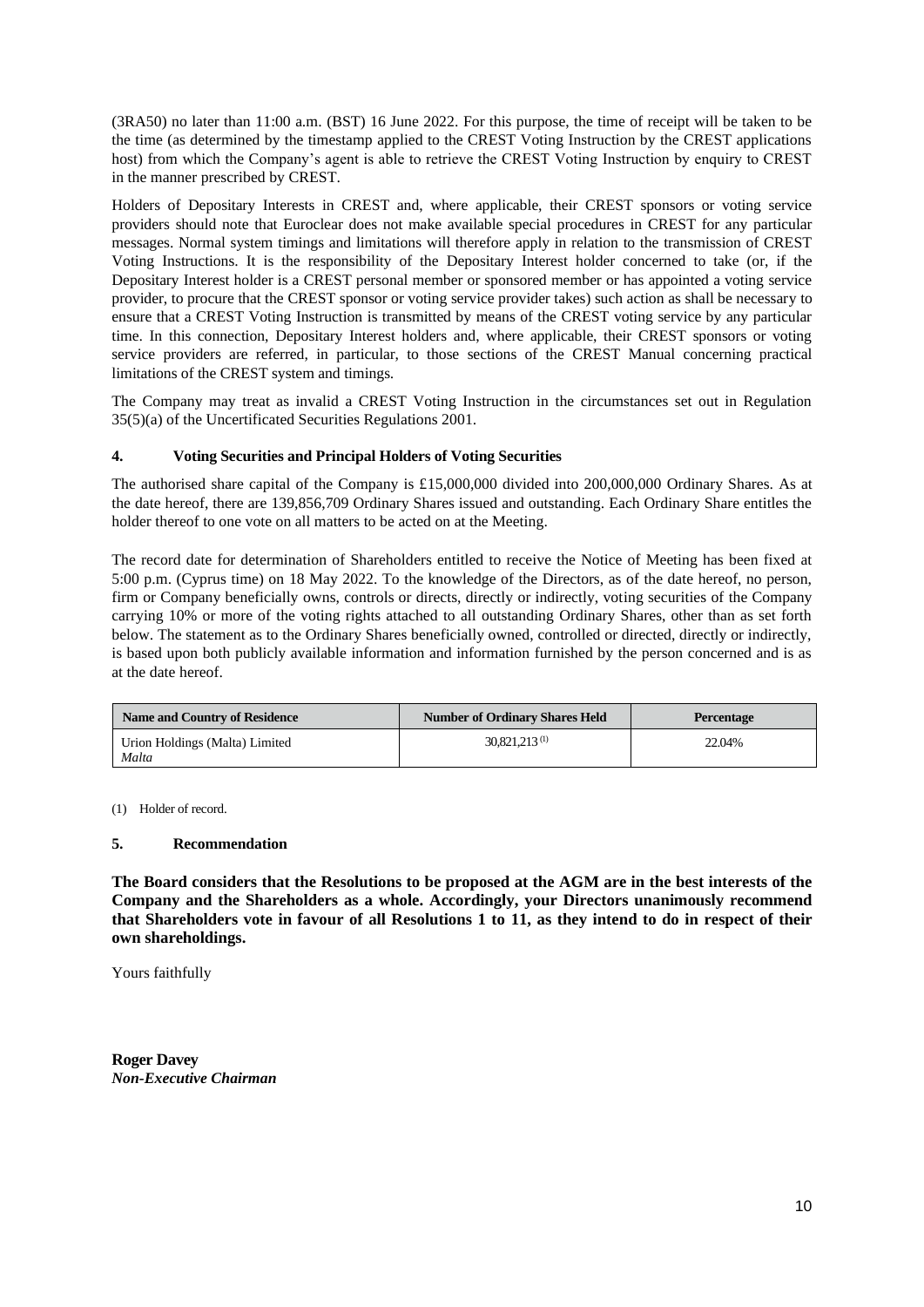(3RA50) no later than 11:00 a.m. (BST) 16 June 2022. For this purpose, the time of receipt will be taken to be the time (as determined by the timestamp applied to the CREST Voting Instruction by the CREST applications host) from which the Company's agent is able to retrieve the CREST Voting Instruction by enquiry to CREST in the manner prescribed by CREST.

Holders of Depositary Interests in CREST and, where applicable, their CREST sponsors or voting service providers should note that Euroclear does not make available special procedures in CREST for any particular messages. Normal system timings and limitations will therefore apply in relation to the transmission of CREST Voting Instructions. It is the responsibility of the Depositary Interest holder concerned to take (or, if the Depositary Interest holder is a CREST personal member or sponsored member or has appointed a voting service provider, to procure that the CREST sponsor or voting service provider takes) such action as shall be necessary to ensure that a CREST Voting Instruction is transmitted by means of the CREST voting service by any particular time. In this connection, Depositary Interest holders and, where applicable, their CREST sponsors or voting service providers are referred, in particular, to those sections of the CREST Manual concerning practical limitations of the CREST system and timings.

The Company may treat as invalid a CREST Voting Instruction in the circumstances set out in Regulation 35(5)(a) of the Uncertificated Securities Regulations 2001.

## 4. Voting Securities and Principal Holders of Voting Securities

The authorised share capital of the Company is £15,000,000 divided into 200,000,000 Ordinary Shares. As at the date hereof, there are 139,856,709 Ordinary Shares issued and outstanding. Each Ordinary Share entitles the holder thereof to one vote on all matters to be acted on at the Meeting.

The record date for determination of Shareholders entitled to receive the Notice of Meeting has been fixed at 5:00 p.m. (Cyprus time) on 18 May 2022. To the knowledge of the Directors, as of the date hereof, no person, firm or Company beneficially owns, controls or directs, directly or indirectly, voting securities of the Company carrying 10% or more of the voting rights attached to all outstanding Ordinary Shares, other than as set forth below. The statement as to the Ordinary Shares beneficially owned, controlled or directed, directly or indirectly, is based upon both publicly available information and information furnished by the person concerned and is as at the date hereof.

| Name and Country of Residence | Number of Ordinary Shares Held | Percentage |
|---|---|---|
| Urion Holdings (Malta) Limited *Malta* | 30,821,213 [(1)] | 22.04% |

(1) Holder of record.

## 5. Recommendation

**The Board considers that the Resolutions to be proposed at the AGM are in the best interests of the Company and the Shareholders as a whole. Accordingly, your Directors unanimously recommend that Shareholders vote in favour of all Resolutions 1 to 11, as they intend to do in respect of their own shareholdings.**

Yours faithfully

**Roger Davey**
***Non-Executive Chairman***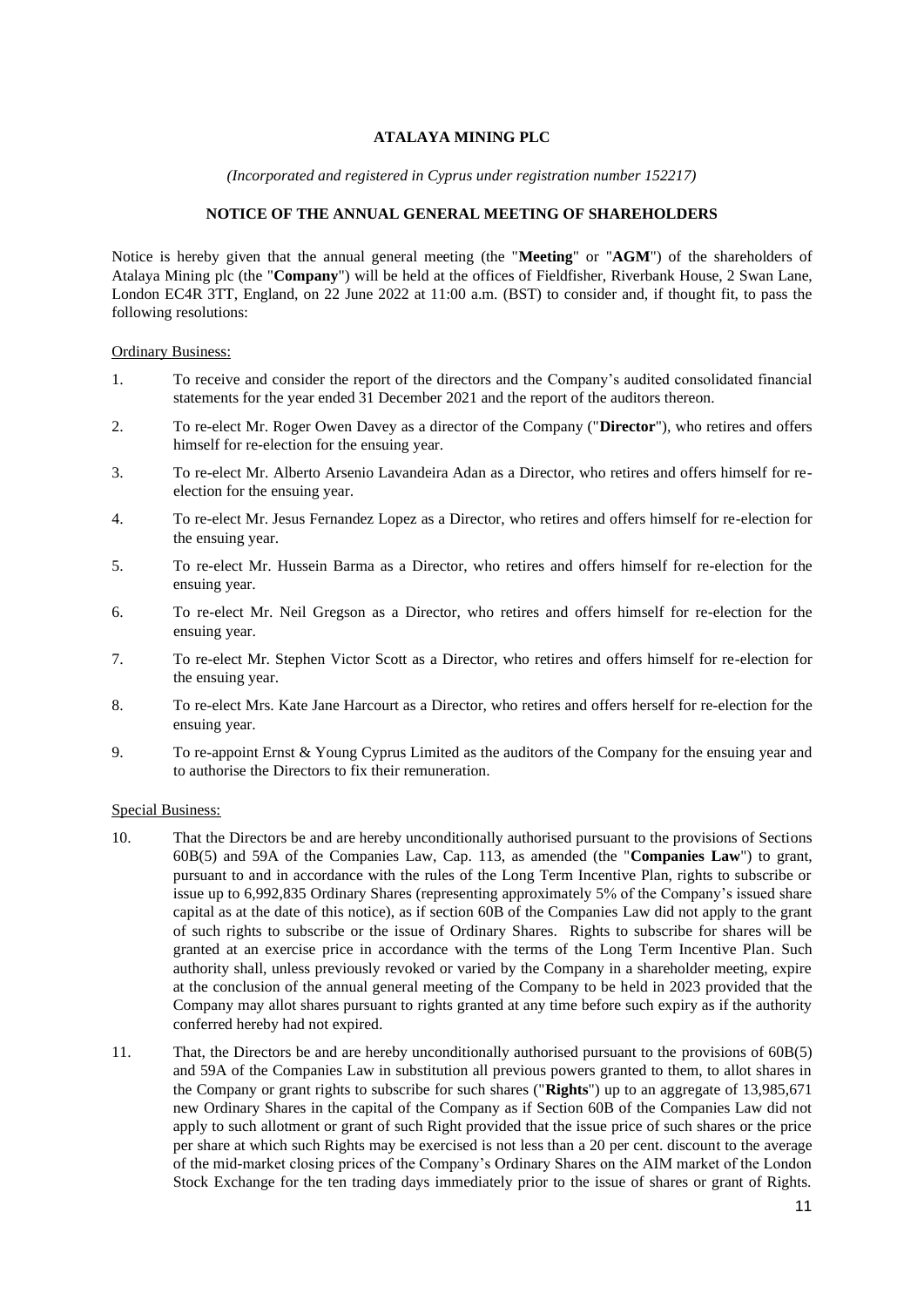**ATALAYA MINING PLC**

*(Incorporated and registered in Cyprus under registration number 152217)*

**NOTICE OF THE ANNUAL GENERAL MEETING OF SHAREHOLDERS**

Notice is hereby given that the annual general meeting (the "**Meeting**" or "**AGM**") of the shareholders of Atalaya Mining plc (the "**Company**") will be held at the offices of Fieldfisher, Riverbank House, 2 Swan Lane, London EC4R 3TT, England, on 22 June 2022 at 11:00 a.m. (BST) to consider and, if thought fit, to pass the following resolutions:

Ordinary Business:

1. To receive and consider the report of the directors and the Company's audited consolidated financial statements for the year ended 31 December 2021 and the report of the auditors thereon.

2. To re-elect Mr. Roger Owen Davey as a director of the Company ("**Director**"), who retires and offers himself for re-election for the ensuing year.

3. To re-elect Mr. Alberto Arsenio Lavandeira Adan as a Director, who retires and offers himself for re-election for the ensuing year.

4. To re-elect Mr. Jesus Fernandez Lopez as a Director, who retires and offers himself for re-election for the ensuing year.

5. To re-elect Mr. Hussein Barma as a Director, who retires and offers himself for re-election for the ensuing year.

6. To re-elect Mr. Neil Gregson as a Director, who retires and offers himself for re-election for the ensuing year.

7. To re-elect Mr. Stephen Victor Scott as a Director, who retires and offers himself for re-election for the ensuing year.

8. To re-elect Mrs. Kate Jane Harcourt as a Director, who retires and offers herself for re-election for the ensuing year.

9. To re-appoint Ernst & Young Cyprus Limited as the auditors of the Company for the ensuing year and to authorise the Directors to fix their remuneration.

Special Business:

10. That the Directors be and are hereby unconditionally authorised pursuant to the provisions of Sections 60B(5) and 59A of the Companies Law, Cap. 113, as amended (the "**Companies Law**") to grant, pursuant to and in accordance with the rules of the Long Term Incentive Plan, rights to subscribe or issue up to 6,992,835 Ordinary Shares (representing approximately 5% of the Company's issued share capital as at the date of this notice), as if section 60B of the Companies Law did not apply to the grant of such rights to subscribe or the issue of Ordinary Shares. Rights to subscribe for shares will be granted at an exercise price in accordance with the terms of the Long Term Incentive Plan. Such authority shall, unless previously revoked or varied by the Company in a shareholder meeting, expire at the conclusion of the annual general meeting of the Company to be held in 2023 provided that the Company may allot shares pursuant to rights granted at any time before such expiry as if the authority conferred hereby had not expired.

11. That, the Directors be and are hereby unconditionally authorised pursuant to the provisions of 60B(5) and 59A of the Companies Law in substitution all previous powers granted to them, to allot shares in the Company or grant rights to subscribe for such shares ("**Rights**") up to an aggregate of 13,985,671 new Ordinary Shares in the capital of the Company as if Section 60B of the Companies Law did not apply to such allotment or grant of such Right provided that the issue price of such shares or the price per share at which such Rights may be exercised is not less than a 20 per cent. discount to the average of the mid-market closing prices of the Company's Ordinary Shares on the AIM market of the London Stock Exchange for the ten trading days immediately prior to the issue of shares or grant of Rights.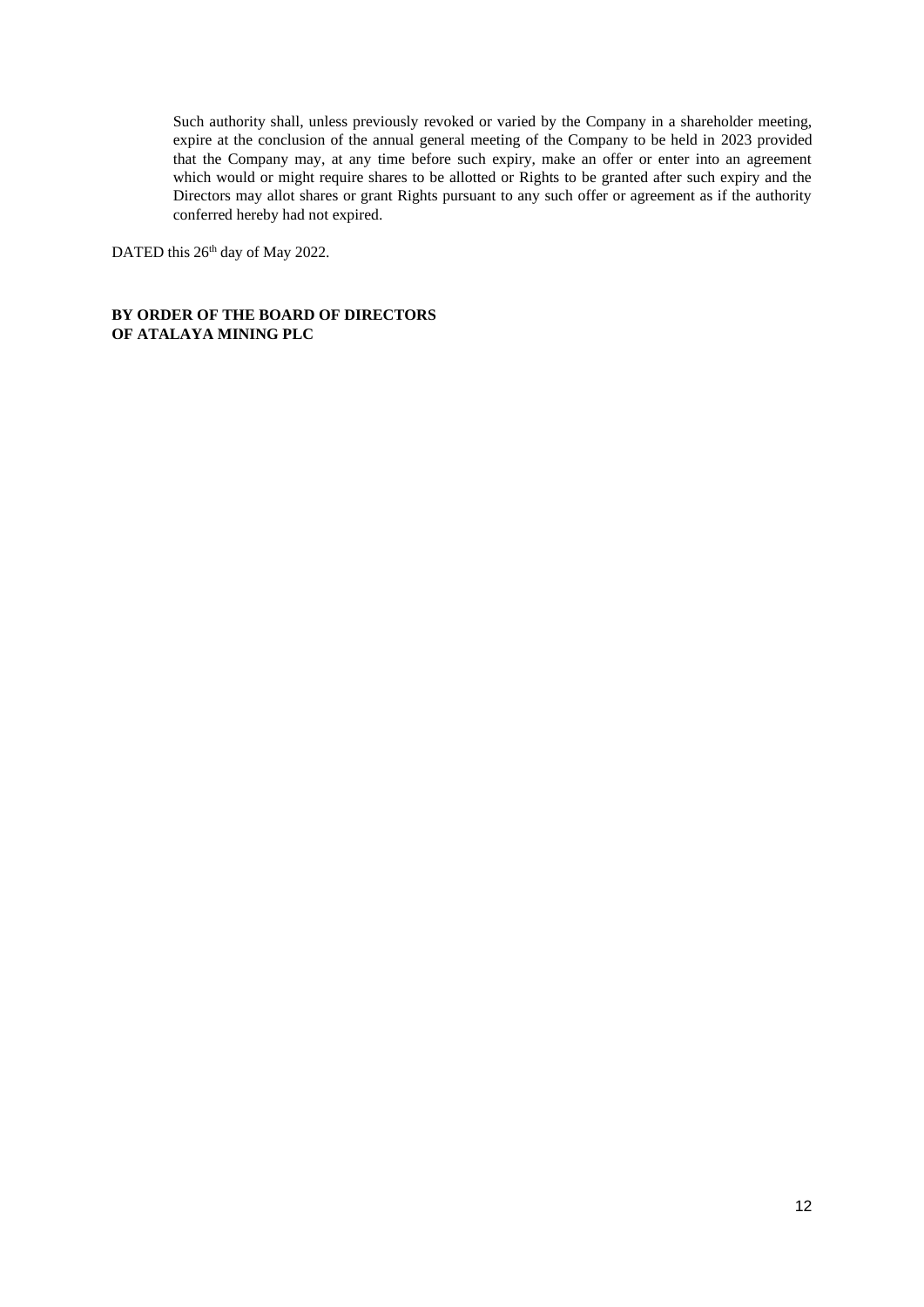Such authority shall, unless previously revoked or varied by the Company in a shareholder meeting, expire at the conclusion of the annual general meeting of the Company to be held in 2023 provided that the Company may, at any time before such expiry, make an offer or enter into an agreement which would or might require shares to be allotted or Rights to be granted after such expiry and the Directors may allot shares or grant Rights pursuant to any such offer or agreement as if the authority conferred hereby had not expired.

DATED this 26th day of May 2022.

**BY ORDER OF THE BOARD OF DIRECTORS**
**OF ATALAYA MINING PLC**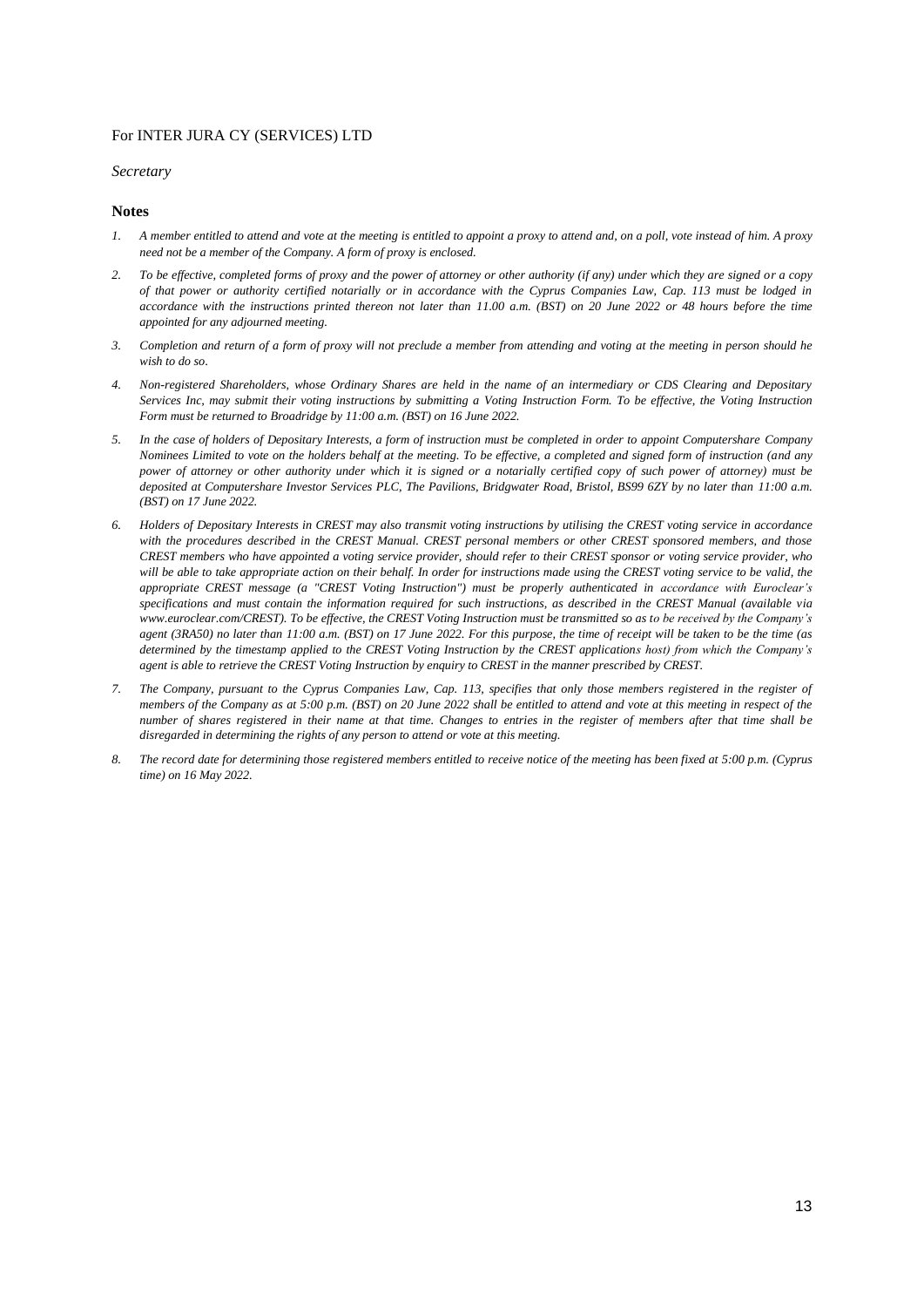For INTER JURA CY (SERVICES) LTD

*Secretary*

**Notes**

1. *A member entitled to attend and vote at the meeting is entitled to appoint a proxy to attend and, on a poll, vote instead of him. A proxy need not be a member of the Company. A form of proxy is enclosed.*
2. *To be effective, completed forms of proxy and the power of attorney or other authority (if any) under which they are signed or a copy of that power or authority certified notarially or in accordance with the Cyprus Companies Law, Cap. 113 must be lodged in accordance with the instructions printed thereon not later than 11.00 a.m. (BST) on 20 June 2022 or 48 hours before the time appointed for any adjourned meeting.*
3. *Completion and return of a form of proxy will not preclude a member from attending and voting at the meeting in person should he wish to do so.*
4. *Non-registered Shareholders, whose Ordinary Shares are held in the name of an intermediary or CDS Clearing and Depositary Services Inc, may submit their voting instructions by submitting a Voting Instruction Form. To be effective, the Voting Instruction Form must be returned to Broadridge by 11:00 a.m. (BST) on 16 June 2022.*
5. *In the case of holders of Depositary Interests, a form of instruction must be completed in order to appoint Computershare Company Nominees Limited to vote on the holders behalf at the meeting. To be effective, a completed and signed form of instruction (and any power of attorney or other authority under which it is signed or a notarially certified copy of such power of attorney) must be deposited at Computershare Investor Services PLC, The Pavilions, Bridgwater Road, Bristol, BS99 6ZY by no later than 11:00 a.m. (BST) on 17 June 2022.*
6. *Holders of Depositary Interests in CREST may also transmit voting instructions by utilising the CREST voting service in accordance with the procedures described in the CREST Manual. CREST personal members or other CREST sponsored members, and those CREST members who have appointed a voting service provider, should refer to their CREST sponsor or voting service provider, who will be able to take appropriate action on their behalf. In order for instructions made using the CREST voting service to be valid, the appropriate CREST message (a "CREST Voting Instruction") must be properly authenticated in accordance with Euroclear's specifications and must contain the information required for such instructions, as described in the CREST Manual (available via www.euroclear.com/CREST). To be effective, the CREST Voting Instruction must be transmitted so as to be received by the Company's agent (3RA50) no later than 11:00 a.m. (BST) on 17 June 2022. For this purpose, the time of receipt will be taken to be the time (as determined by the timestamp applied to the CREST Voting Instruction by the CREST applications host) from which the Company's agent is able to retrieve the CREST Voting Instruction by enquiry to CREST in the manner prescribed by CREST.*
7. *The Company, pursuant to the Cyprus Companies Law, Cap. 113, specifies that only those members registered in the register of members of the Company as at 5:00 p.m. (BST) on 20 June 2022 shall be entitled to attend and vote at this meeting in respect of the number of shares registered in their name at that time. Changes to entries in the register of members after that time shall be disregarded in determining the rights of any person to attend or vote at this meeting.*
8. *The record date for determining those registered members entitled to receive notice of the meeting has been fixed at 5:00 p.m. (Cyprus time) on 16 May 2022.*